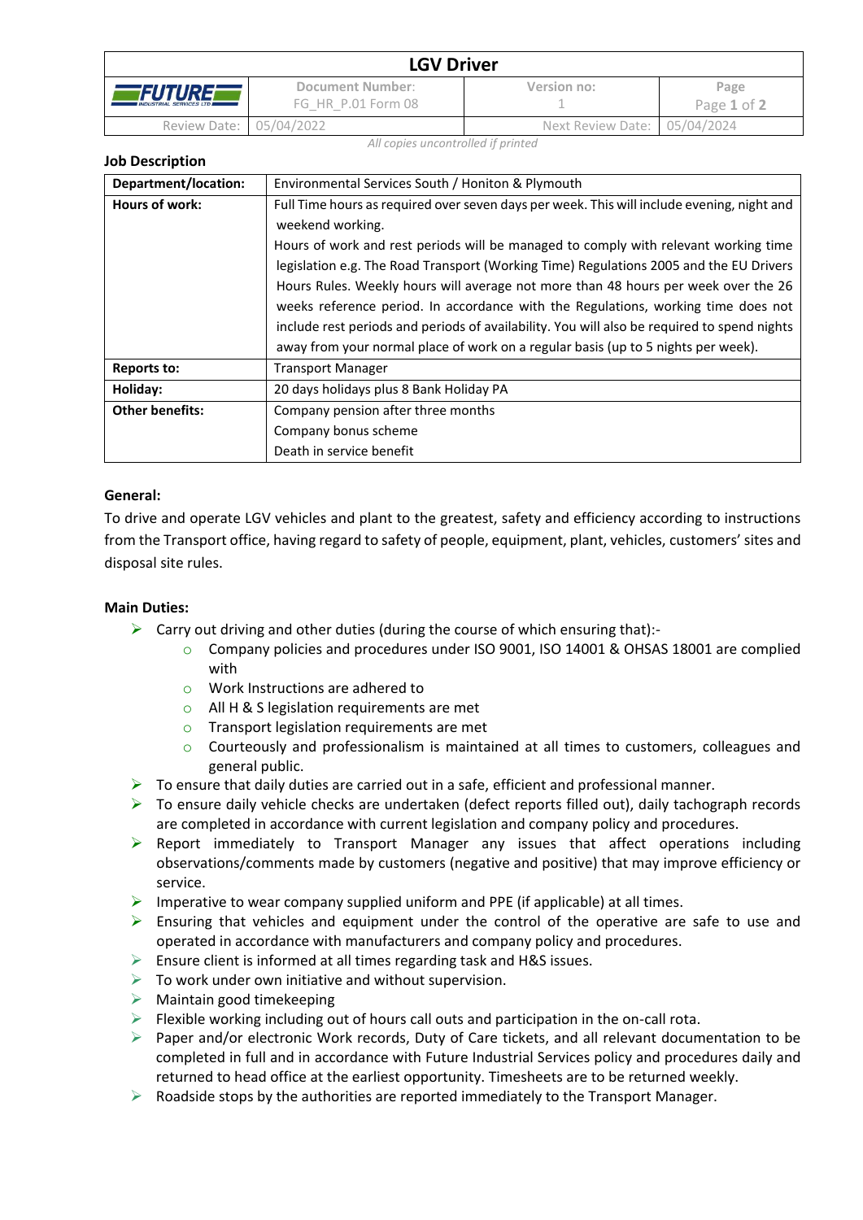# LGV Driver

| | Document Number: FG_HR_P.01 Form 08 | Version no: 1 | |
|---|---|---|---|
| Review Date: | 05/04/2022 | Next Review Date: | 05/04/2024 |

*All copies uncontrolled if printed*

## Job Description

| **Department/location:** | Environmental Services South / Honiton & Plymouth |
|---|---|
| **Hours of work:** | Full Time hours as required over seven days per week. This will include evening, night and weekend working. Hours of work and rest periods will be managed to comply with relevant working time legislation e.g. The Road Transport (Working Time) Regulations 2005 and the EU Drivers Hours Rules. Weekly hours will average not more than 48 hours per week over the 26 weeks reference period. In accordance with the Regulations, working time does not include rest periods and periods of availability. You will also be required to spend nights away from your normal place of work on a regular basis (up to 5 nights per week). |
| **Reports to:** | Transport Manager |
| **Holiday:** | 20 days holidays plus 8 Bank Holiday PA |
| **Other benefits:** | Company pension after three months<br>Company bonus scheme<br>Death in service benefit |

### General:

To drive and operate LGV vehicles and plant to the greatest, safety and efficiency according to instructions from the Transport office, having regard to safety of people, equipment, plant, vehicles, customers' sites and disposal site rules.

### Main Duties:

- Carry out driving and other duties (during the course of which ensuring that):-
  - Company policies and procedures under ISO 9001, ISO 14001 & OHSAS 18001 are complied with
  - Work Instructions are adhered to
  - All H & S legislation requirements are met
  - Transport legislation requirements are met
  - Courteously and professionalism is maintained at all times to customers, colleagues and general public.
- To ensure that daily duties are carried out in a safe, efficient and professional manner.
- To ensure daily vehicle checks are undertaken (defect reports filled out), daily tachograph records are completed in accordance with current legislation and company policy and procedures.
- Report immediately to Transport Manager any issues that affect operations including observations/comments made by customers (negative and positive) that may improve efficiency or service.
- Imperative to wear company supplied uniform and PPE (if applicable) at all times.
- Ensuring that vehicles and equipment under the control of the operative are safe to use and operated in accordance with manufacturers and company policy and procedures.
- Ensure client is informed at all times regarding task and H&S issues.
- To work under own initiative and without supervision.
- Maintain good timekeeping
- Flexible working including out of hours call outs and participation in the on-call rota.
- Paper and/or electronic Work records, Duty of Care tickets, and all relevant documentation to be completed in full and in accordance with Future Industrial Services policy and procedures daily and returned to head office at the earliest opportunity. Timesheets are to be returned weekly.
- Roadside stops by the authorities are reported immediately to the Transport Manager.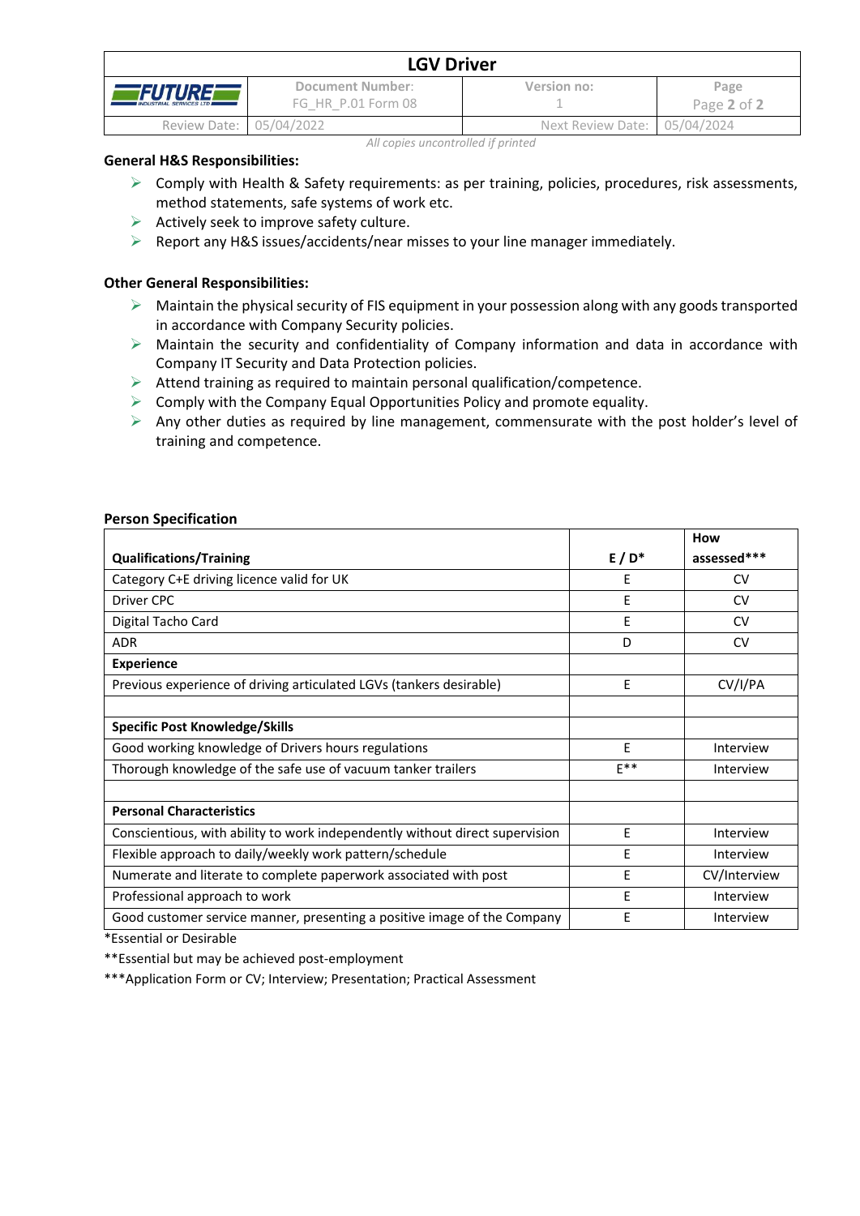**General H&S Responsibilities:**

- Comply with Health & Safety requirements: as per training, policies, procedures, risk assessments, method statements, safe systems of work etc.
- Actively seek to improve safety culture.
- Report any H&S issues/accidents/near misses to your line manager immediately.

**Other General Responsibilities:**

- Maintain the physical security of FIS equipment in your possession along with any goods transported in accordance with Company Security policies.
- Maintain the security and confidentiality of Company information and data in accordance with Company IT Security and Data Protection policies.
- Attend training as required to maintain personal qualification/competence.
- Comply with the Company Equal Opportunities Policy and promote equality.
- Any other duties as required by line management, commensurate with the post holder's level of training and competence.

**Person Specification**

| **Qualifications/Training** | **E / D*** | **How assessed*** ** |
|---|---|---|
| Category C+E driving licence valid for UK | E | CV |
| Driver CPC | E | CV |
| Digital Tacho Card | E | CV |
| ADR | D | CV |
| **Experience** | | |
| Previous experience of driving articulated LGVs (tankers desirable) | E | CV/I/PA |
| | | |
| **Specific Post Knowledge/Skills** | | |
| Good working knowledge of Drivers hours regulations | E | Interview |
| Thorough knowledge of the safe use of vacuum tanker trailers | E** | Interview |
| | | |
| **Personal Characteristics** | | |
| Conscientious, with ability to work independently without direct supervision | E | Interview |
| Flexible approach to daily/weekly work pattern/schedule | E | Interview |
| Numerate and literate to complete paperwork associated with post | E | CV/Interview |
| Professional approach to work | E | Interview |
| Good customer service manner, presenting a positive image of the Company | E | Interview |

*Essential or Desirable

**Essential but may be achieved post-employment

***Application Form or CV; Interview; Presentation; Practical Assessment